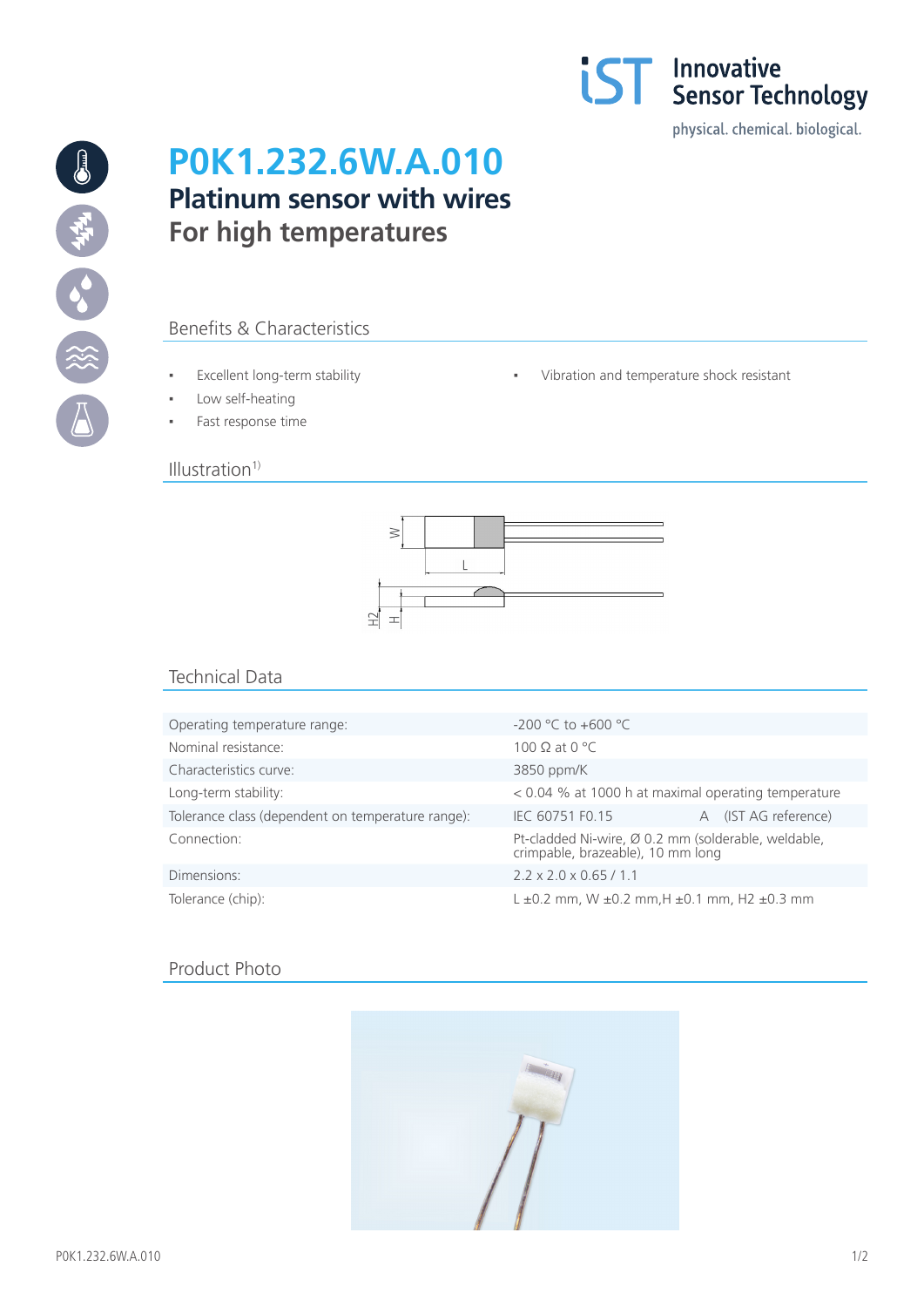# P0K1.232.6W.A.010

## Platinum sensor with wires
## For high temperatures

### Benefits & Characteristics

- Excellent long-term stability
- Low self-heating
- Fast response time
- Vibration and temperature shock resistant

### Illustration[1)]

### Technical Data

| | |
|---|---|
| Operating temperature range: | -200 °C to +600 °C |
| Nominal resistance: | 100 Ω at 0 °C |
| Characteristics curve: | 3850 ppm/K |
| Long-term stability: | < 0.04 % at 1000 h at maximal operating temperature |
| Tolerance class (dependent on temperature range): | IEC 60751 F0.15 A (IST AG reference) |
| Connection: | Pt-cladded Ni-wire, Ø 0.2 mm (solderable, weldable, crimpable, brazeable), 10 mm long |
| Dimensions: | 2.2 x 2.0 x 0.65 / 1.1 |
| Tolerance (chip): | L ±0.2 mm, W ±0.2 mm,H ±0.1 mm, H2 ±0.3 mm |

### Product Photo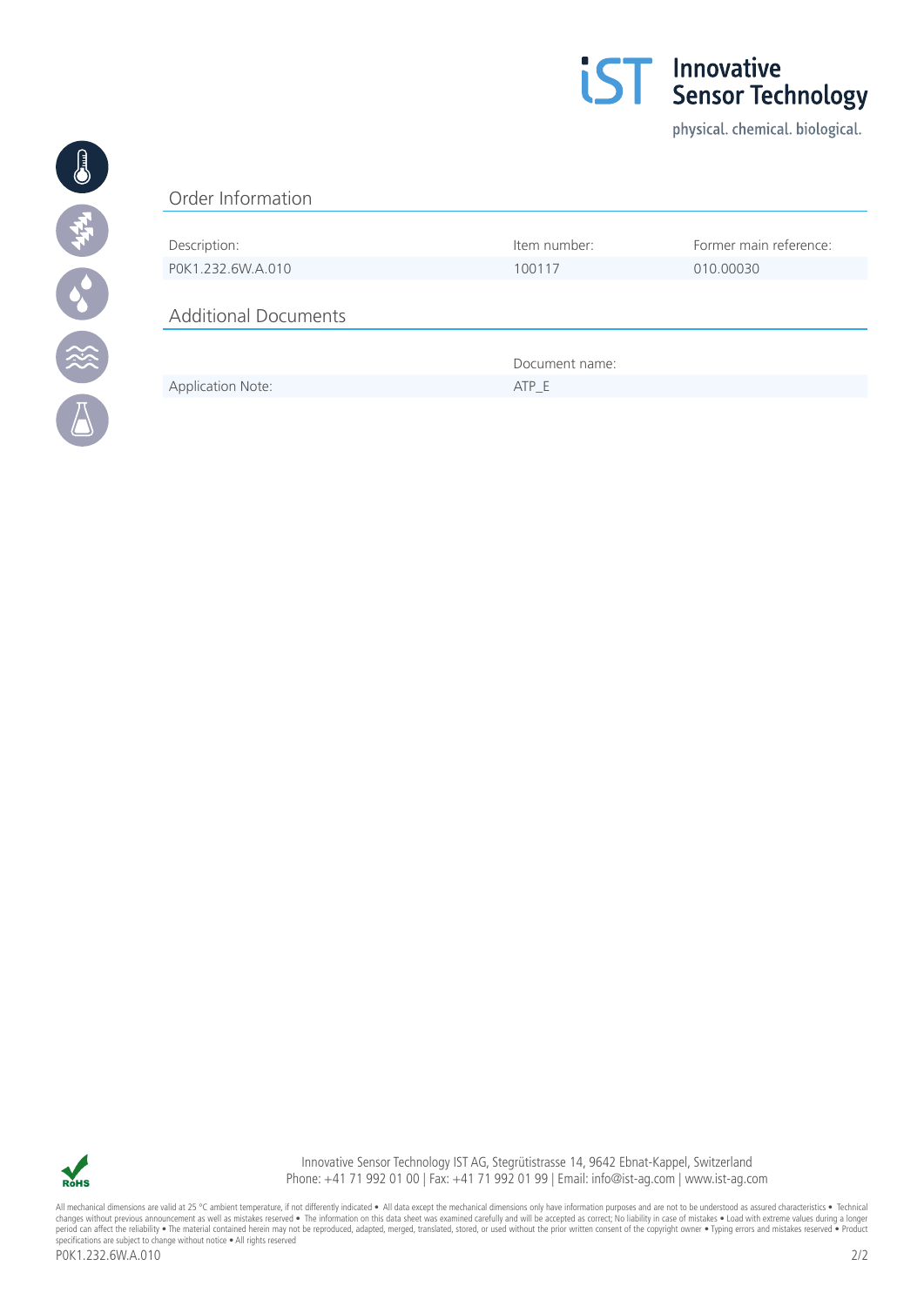## Order Information

| Description: | Item number: | Former main reference: |
|---|---|---|
| P0K1.232.6W.A.010 | 100117 | 010.00030 |

## Additional Documents

| | Document name: |
|---|---|
| Application Note: | ATP_E |

Innovative Sensor Technology IST AG, Stegrütistrasse 14, 9642 Ebnat-Kappel, Switzerland
Phone: +41 71 992 01 00 | Fax: +41 71 992 01 99 | Email: info@ist-ag.com | www.ist-ag.com

All mechanical dimensions are valid at 25 °C ambient temperature, if not differently indicated • All data except the mechanical dimensions only have information purposes and are not to be understood as assured characteristics • Technical changes without previous announcement as well as mistakes reserved • The information on this data sheet was examined carefully and will be accepted as correct; No liability in case of mistakes • Load with extreme values during a longer period can affect the reliability • The material contained herein may not be reproduced, adapted, merged, translated, stored, or used without the prior written consent of the copyright owner • Typing errors and mistakes reserved • Product specifications are subject to change without notice • All rights reserved